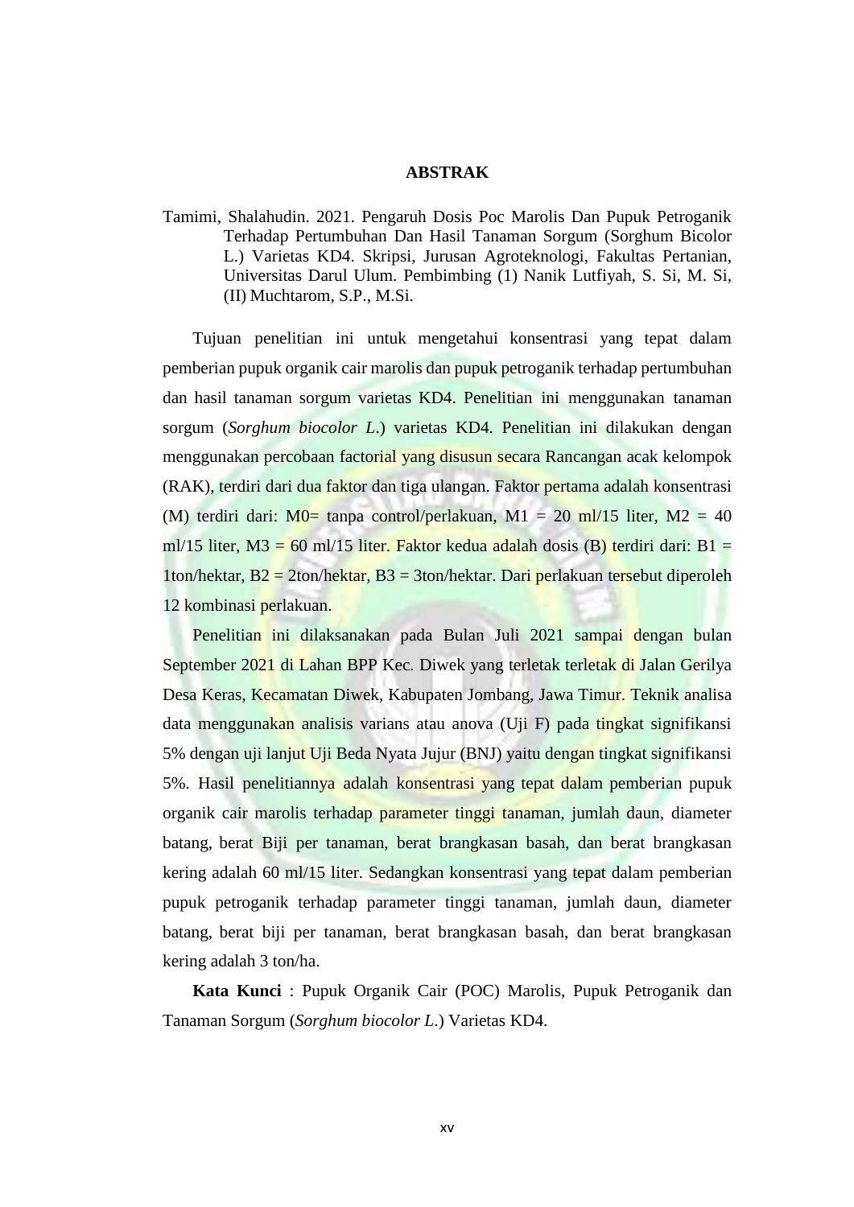# ABSTRAK

Tamimi, Shalahudin. 2021. Pengaruh Dosis Poc Marolis Dan Pupuk Petroganik Terhadap Pertumbuhan Dan Hasil Tanaman Sorgum (Sorghum Bicolor L.) Varietas KD4. Skripsi, Jurusan Agroteknologi, Fakultas Pertanian, Universitas Darul Ulum. Pembimbing (1) Nanik Lutfiyah, S. Si, M. Si, (II) Muchtarom, S.P., M.Si.

Tujuan penelitian ini untuk mengetahui konsentrasi yang tepat dalam pemberian pupuk organik cair marolis dan pupuk petroganik terhadap pertumbuhan dan hasil tanaman sorgum varietas KD4. Penelitian ini menggunakan tanaman sorgum (*Sorghum biocolor L.*) varietas KD4. Penelitian ini dilakukan dengan menggunakan percobaan factorial yang disusun secara Rancangan acak kelompok (RAK), terdiri dari dua faktor dan tiga ulangan. Faktor pertama adalah konsentrasi (M) terdiri dari: M0= tanpa control/perlakuan, M1 = 20 ml/15 liter, M2 = 40 ml/15 liter, M3 = 60 ml/15 liter. Faktor kedua adalah dosis (B) terdiri dari: B1 = 1ton/hektar, B2 = 2ton/hektar, B3 = 3ton/hektar. Dari perlakuan tersebut diperoleh 12 kombinasi perlakuan.

Penelitian ini dilaksanakan pada Bulan Juli 2021 sampai dengan bulan September 2021 di Lahan BPP Kec. Diwek yang terletak terletak di Jalan Gerilya Desa Keras, Kecamatan Diwek, Kabupaten Jombang, Jawa Timur. Teknik analisa data menggunakan analisis varians atau anova (Uji F) pada tingkat signifikansi 5% dengan uji lanjut Uji Beda Nyata Jujur (BNJ) yaitu dengan tingkat signifikansi 5%. Hasil penelitiannya adalah konsentrasi yang tepat dalam pemberian pupuk organik cair marolis terhadap parameter tinggi tanaman, jumlah daun, diameter batang, berat Biji per tanaman, berat brangkasan basah, dan berat brangkasan kering adalah 60 ml/15 liter. Sedangkan konsentrasi yang tepat dalam pemberian pupuk petroganik terhadap parameter tinggi tanaman, jumlah daun, diameter batang, berat biji per tanaman, berat brangkasan basah, dan berat brangkasan kering adalah 3 ton/ha.

**Kata Kunci** : Pupuk Organik Cair (POC) Marolis, Pupuk Petroganik dan Tanaman Sorgum (*Sorghum biocolor L.*) Varietas KD4.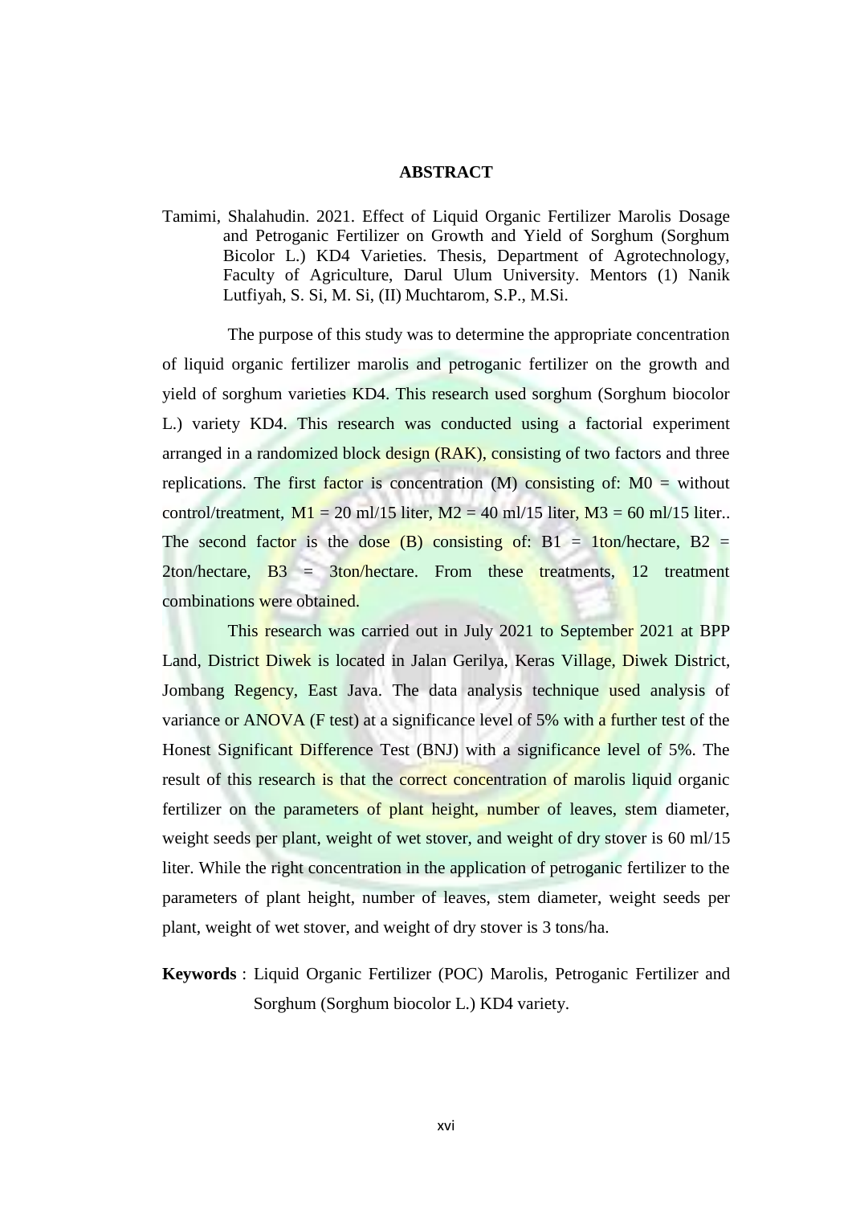# ABSTRACT

Tamimi, Shalahudin. 2021. Effect of Liquid Organic Fertilizer Marolis Dosage and Petroganic Fertilizer on Growth and Yield of Sorghum (Sorghum Bicolor L.) KD4 Varieties. Thesis, Department of Agrotechnology, Faculty of Agriculture, Darul Ulum University. Mentors (1) Nanik Lutfiyah, S. Si, M. Si, (II) Muchtarom, S.P., M.Si.

The purpose of this study was to determine the appropriate concentration of liquid organic fertilizer marolis and petroganic fertilizer on the growth and yield of sorghum varieties KD4. This research used sorghum (Sorghum biocolor L.) variety KD4. This research was conducted using a factorial experiment arranged in a randomized block design (RAK), consisting of two factors and three replications. The first factor is concentration (M) consisting of: M0 = without control/treatment, M1 = 20 ml/15 liter, M2 = 40 ml/15 liter, M3 = 60 ml/15 liter.. The second factor is the dose (B) consisting of: B1 = 1ton/hectare, B2 = 2ton/hectare, B3 = 3ton/hectare. From these treatments, 12 treatment combinations were obtained.

This research was carried out in July 2021 to September 2021 at BPP Land, District Diwek is located in Jalan Gerilya, Keras Village, Diwek District, Jombang Regency, East Java. The data analysis technique used analysis of variance or ANOVA (F test) at a significance level of 5% with a further test of the Honest Significant Difference Test (BNJ) with a significance level of 5%. The result of this research is that the correct concentration of marolis liquid organic fertilizer on the parameters of plant height, number of leaves, stem diameter, weight seeds per plant, weight of wet stover, and weight of dry stover is 60 ml/15 liter. While the right concentration in the application of petroganic fertilizer to the parameters of plant height, number of leaves, stem diameter, weight seeds per plant, weight of wet stover, and weight of dry stover is 3 tons/ha.

**Keywords** : Liquid Organic Fertilizer (POC) Marolis, Petroganic Fertilizer and Sorghum (Sorghum biocolor L.) KD4 variety.